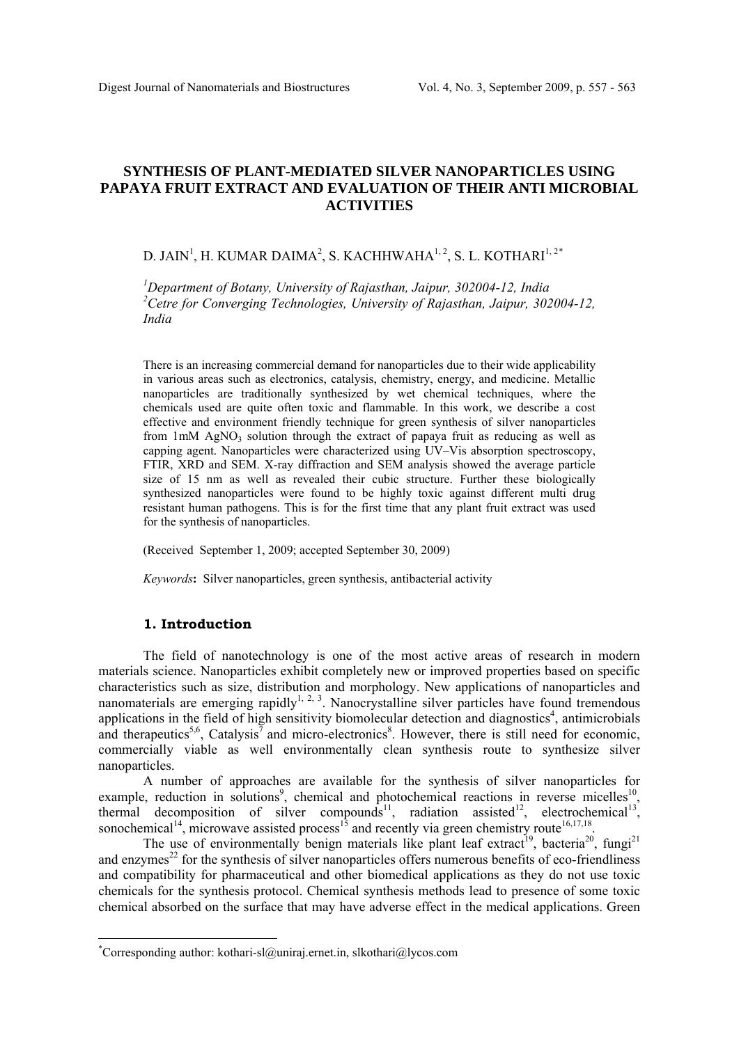# SYNTHESIS OF PLANT-MEDIATED SILVER NANOPARTICLES USING PAPAYA FRUIT EXTRACT AND EVALUATION OF THEIR ANTI MICROBIAL ACTIVITIES

D. JAIN[1], H. KUMAR DAIMA[2], S. KACHHWAHA[1, 2], S. L. KOTHARI[1, 2*]

*[1]Department of Botany, University of Rajasthan, Jaipur, 302004-12, India*
*[2]Centre for Converging Technologies, University of Rajasthan, Jaipur, 302004-12, India*

There is an increasing commercial demand for nanoparticles due to their wide applicability in various areas such as electronics, catalysis, chemistry, energy, and medicine. Metallic nanoparticles are traditionally synthesized by wet chemical techniques, where the chemicals used are quite often toxic and flammable. In this work, we describe a cost effective and environment friendly technique for green synthesis of silver nanoparticles from 1mM $AgNO_3$ solution through the extract of papaya fruit as reducing as well as capping agent. Nanoparticles were characterized using UV–Vis absorption spectroscopy, FTIR, XRD and SEM. X-ray diffraction and SEM analysis showed the average particle size of 15 nm as well as revealed their cubic structure. Further these biologically synthesized nanoparticles were found to be highly toxic against different multi drug resistant human pathogens. This is for the first time that any plant fruit extract was used for the synthesis of nanoparticles.

(Received September 1, 2009; accepted September 30, 2009)

*Keywords*: Silver nanoparticles, green synthesis, antibacterial activity

## 1. Introduction

The field of nanotechnology is one of the most active areas of research in modern materials science. Nanoparticles exhibit completely new or improved properties based on specific characteristics such as size, distribution and morphology. New applications of nanoparticles and nanomaterials are emerging rapidly[1, 2, 3]. Nanocrystalline silver particles have found tremendous applications in the field of high sensitivity biomolecular detection and diagnostics[4], antimicrobials and therapeutics[5,6], Catalysis[7] and micro-electronics[8]. However, there is still need for economic, commercially viable as well environmentally clean synthesis route to synthesize silver nanoparticles.

A number of approaches are available for the synthesis of silver nanoparticles for example, reduction in solutions[9], chemical and photochemical reactions in reverse micelles[10], thermal decomposition of silver compounds[11], radiation assisted[12], electrochemical[13], sonochemical[14], microwave assisted process[15] and recently via green chemistry route[16,17,18].

The use of environmentally benign materials like plant leaf extract[19], bacteria[20], fungi[21] and enzymes[22] for the synthesis of silver nanoparticles offers numerous benefits of eco-friendliness and compatibility for pharmaceutical and other biomedical applications as they do not use toxic chemicals for the synthesis protocol. Chemical synthesis methods lead to presence of some toxic chemical absorbed on the surface that may have adverse effect in the medical applications. Green

---

*Corresponding author: kothari-sl@uniraj.ernet.in, slkothari@lycos.com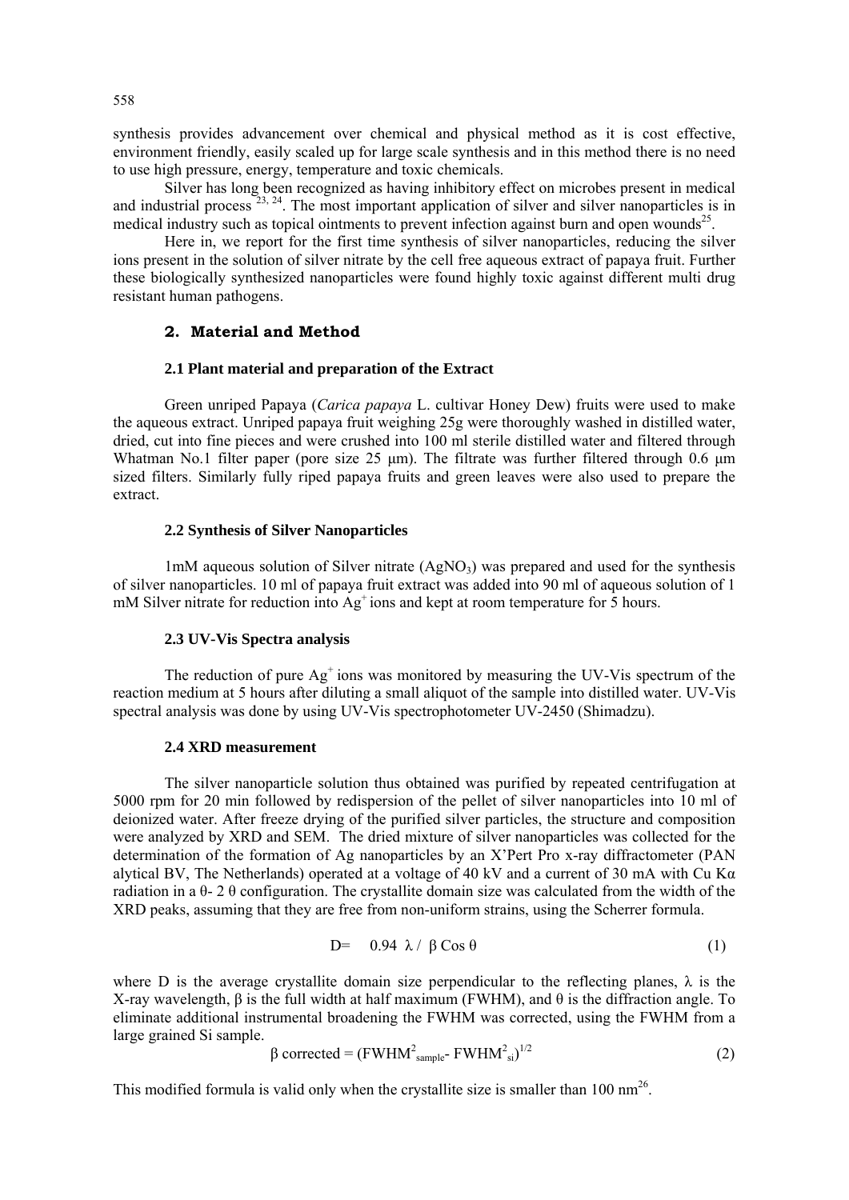synthesis provides advancement over chemical and physical method as it is cost effective, environment friendly, easily scaled up for large scale synthesis and in this method there is no need to use high pressure, energy, temperature and toxic chemicals.

Silver has long been recognized as having inhibitory effect on microbes present in medical and industrial process [23, 24]. The most important application of silver and silver nanoparticles is in medical industry such as topical ointments to prevent infection against burn and open wounds[25].

Here in, we report for the first time synthesis of silver nanoparticles, reducing the silver ions present in the solution of silver nitrate by the cell free aqueous extract of papaya fruit. Further these biologically synthesized nanoparticles were found highly toxic against different multi drug resistant human pathogens.

## 2. Material and Method

### 2.1 Plant material and preparation of the Extract

Green unriped Papaya (*Carica papaya* L. cultivar Honey Dew) fruits were used to make the aqueous extract. Unriped papaya fruit weighing 25g were thoroughly washed in distilled water, dried, cut into fine pieces and were crushed into 100 ml sterile distilled water and filtered through Whatman No.1 filter paper (pore size 25 μm). The filtrate was further filtered through 0.6 μm sized filters. Similarly fully riped papaya fruits and green leaves were also used to prepare the extract.

### 2.2 Synthesis of Silver Nanoparticles

1mM aqueous solution of Silver nitrate ($AgNO_3$) was prepared and used for the synthesis of silver nanoparticles. 10 ml of papaya fruit extract was added into 90 ml of aqueous solution of 1 mM Silver nitrate for reduction into $Ag^+$ ions and kept at room temperature for 5 hours.

### 2.3 UV-Vis Spectra analysis

The reduction of pure $Ag^+$ ions was monitored by measuring the UV-Vis spectrum of the reaction medium at 5 hours after diluting a small aliquot of the sample into distilled water. UV-Vis spectral analysis was done by using UV-Vis spectrophotometer UV-2450 (Shimadzu).

### 2.4 XRD measurement

The silver nanoparticle solution thus obtained was purified by repeated centrifugation at 5000 rpm for 20 min followed by redispersion of the pellet of silver nanoparticles into 10 ml of deionized water. After freeze drying of the purified silver particles, the structure and composition were analyzed by XRD and SEM. The dried mixture of silver nanoparticles was collected for the determination of the formation of Ag nanoparticles by an X'Pert Pro x-ray diffractometer (PAN alytical BV, The Netherlands) operated at a voltage of 40 kV and a current of 30 mA with Cu Kα radiation in a θ- 2 θ configuration. The crystallite domain size was calculated from the width of the XRD peaks, assuming that they are free from non-uniform strains, using the Scherrer formula.

$$D = 0.94\ \lambda / \beta \cos\theta \tag{1}$$

where D is the average crystallite domain size perpendicular to the reflecting planes, λ is the X-ray wavelength, β is the full width at half maximum (FWHM), and θ is the diffraction angle. To eliminate additional instrumental broadening the FWHM was corrected, using the FWHM from a large grained Si sample.

$$\beta \text{ corrected} = (FWHM^2_{sample} - FWHM^2_{si})^{1/2} \tag{2}$$

This modified formula is valid only when the crystallite size is smaller than 100 nm[26].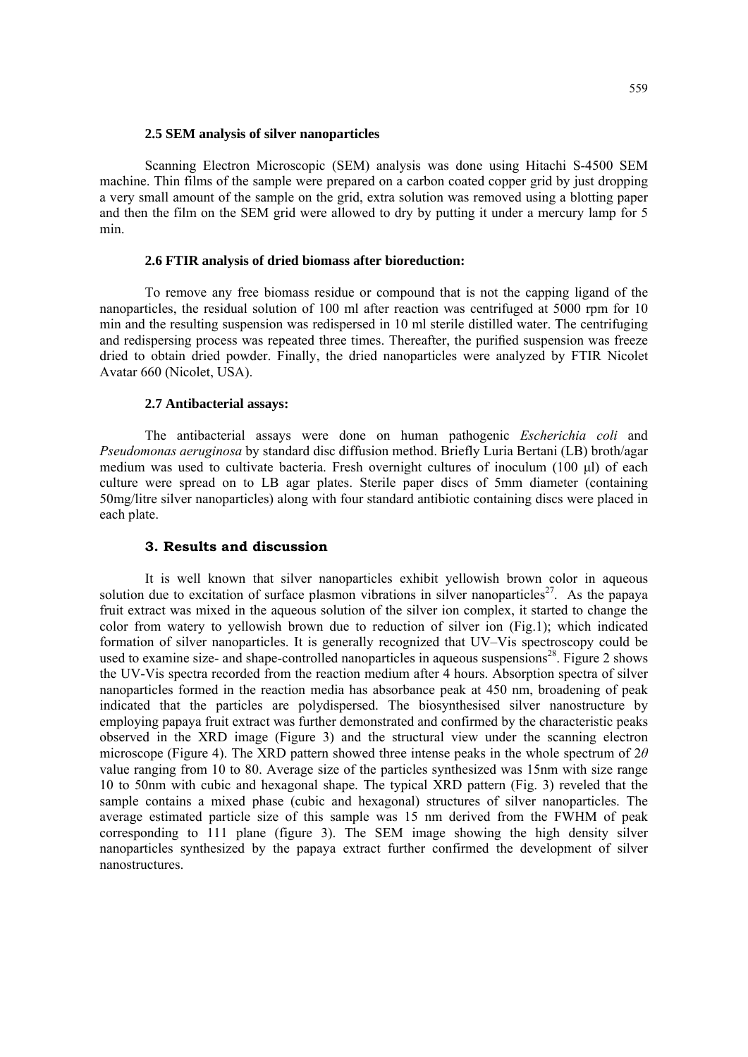### 2.5 SEM analysis of silver nanoparticles

Scanning Electron Microscopic (SEM) analysis was done using Hitachi S-4500 SEM machine. Thin films of the sample were prepared on a carbon coated copper grid by just dropping a very small amount of the sample on the grid, extra solution was removed using a blotting paper and then the film on the SEM grid were allowed to dry by putting it under a mercury lamp for 5 min.

### 2.6 FTIR analysis of dried biomass after bioreduction:

To remove any free biomass residue or compound that is not the capping ligand of the nanoparticles, the residual solution of 100 ml after reaction was centrifuged at 5000 rpm for 10 min and the resulting suspension was redispersed in 10 ml sterile distilled water. The centrifuging and redispersing process was repeated three times. Thereafter, the purified suspension was freeze dried to obtain dried powder. Finally, the dried nanoparticles were analyzed by FTIR Nicolet Avatar 660 (Nicolet, USA).

### 2.7 Antibacterial assays:

The antibacterial assays were done on human pathogenic *Escherichia coli* and *Pseudomonas aeruginosa* by standard disc diffusion method. Briefly Luria Bertani (LB) broth/agar medium was used to cultivate bacteria. Fresh overnight cultures of inoculum (100 μl) of each culture were spread on to LB agar plates. Sterile paper discs of 5mm diameter (containing 50mg/litre silver nanoparticles) along with four standard antibiotic containing discs were placed in each plate.

## 3. Results and discussion

It is well known that silver nanoparticles exhibit yellowish brown color in aqueous solution due to excitation of surface plasmon vibrations in silver nanoparticles[27]. As the papaya fruit extract was mixed in the aqueous solution of the silver ion complex, it started to change the color from watery to yellowish brown due to reduction of silver ion (Fig.1); which indicated formation of silver nanoparticles. It is generally recognized that UV–Vis spectroscopy could be used to examine size- and shape-controlled nanoparticles in aqueous suspensions[28]. Figure 2 shows the UV-Vis spectra recorded from the reaction medium after 4 hours. Absorption spectra of silver nanoparticles formed in the reaction media has absorbance peak at 450 nm, broadening of peak indicated that the particles are polydispersed. The biosynthesised silver nanostructure by employing papaya fruit extract was further demonstrated and confirmed by the characteristic peaks observed in the XRD image (Figure 3) and the structural view under the scanning electron microscope (Figure 4). The XRD pattern showed three intense peaks in the whole spectrum of $2\theta$ value ranging from 10 to 80. Average size of the particles synthesized was 15nm with size range 10 to 50nm with cubic and hexagonal shape. The typical XRD pattern (Fig. 3) reveled that the sample contains a mixed phase (cubic and hexagonal) structures of silver nanoparticles. The average estimated particle size of this sample was 15 nm derived from the FWHM of peak corresponding to 111 plane (figure 3). The SEM image showing the high density silver nanoparticles synthesized by the papaya extract further confirmed the development of silver nanostructures.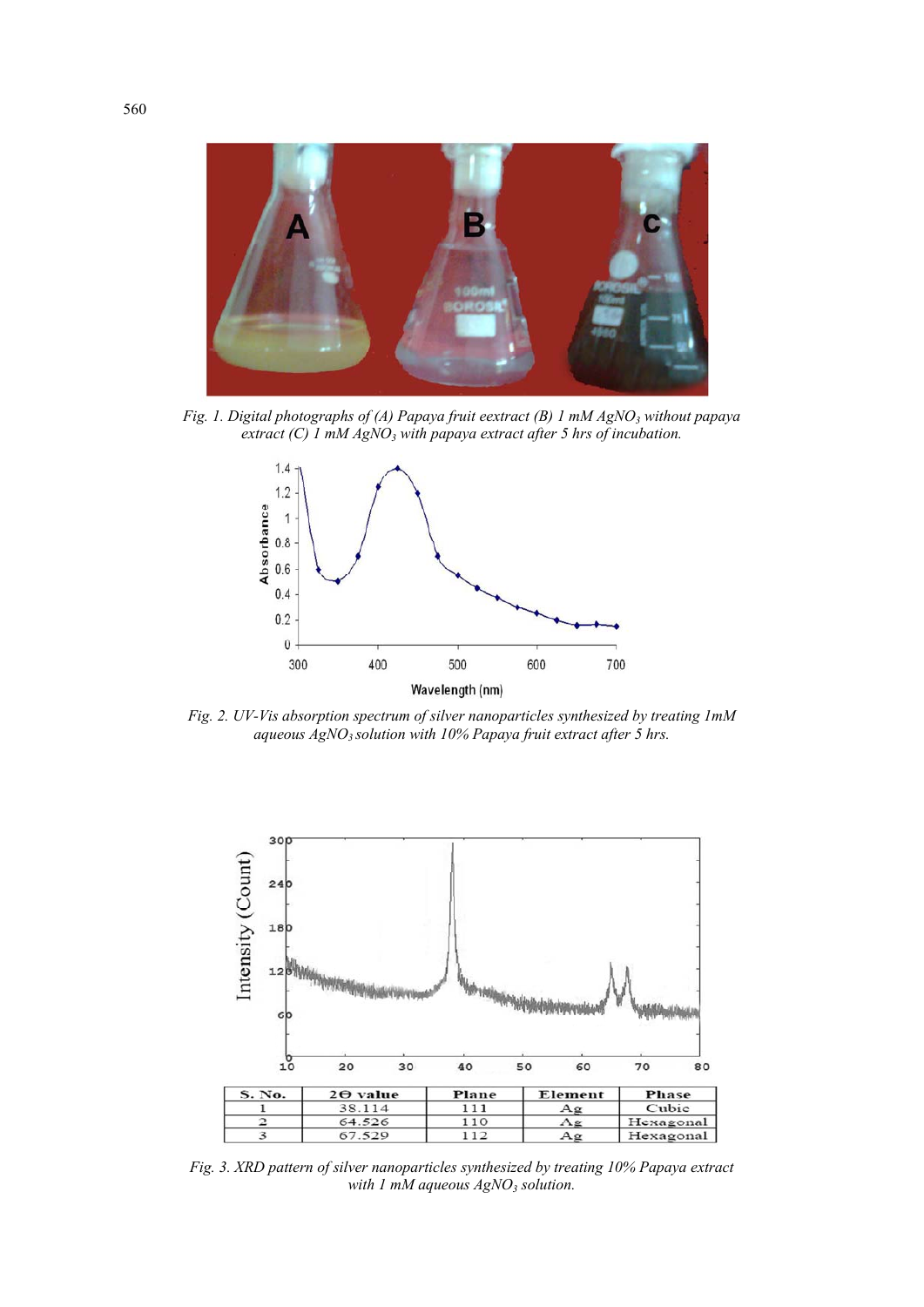Fig. 1. Digital photographs of (A) Papaya fruit eextract (B) 1 mM $AgNO_3$ without papaya extract (C) 1 mM $AgNO_3$ with papaya extract after 5 hrs of incubation.

Fig. 2. UV-Vis absorption spectrum of silver nanoparticles synthesized by treating 1mM aqueous $AgNO_3$ solution with 10% Papaya fruit extract after 5 hrs.

| S. No. | 2Θ value | Plane | Element | Phase |
|---|---|---|---|---|
| 1 | 38.114 | 111 | Ag | Cubic |
| 2 | 64.526 | 110 | Ag | Hexagonal |
| 3 | 67.529 | 112 | Ag | Hexagonal |

Fig. 3. XRD pattern of silver nanoparticles synthesized by treating 10% Papaya extract with 1 mM aqueous $AgNO_3$ solution.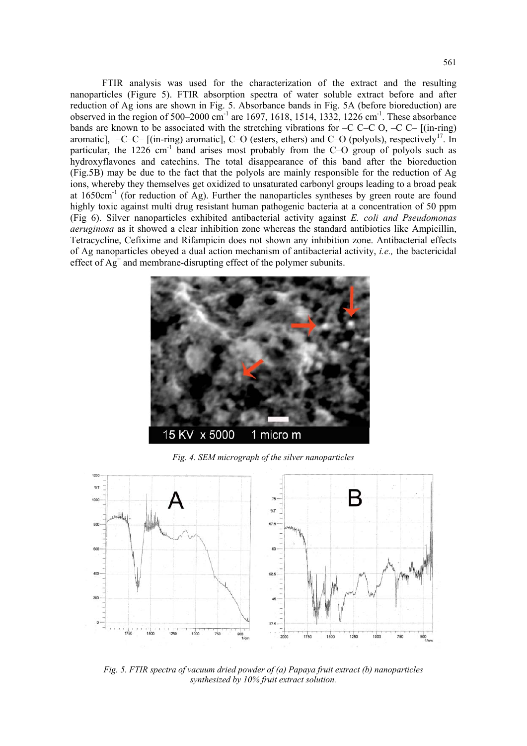FTIR analysis was used for the characterization of the extract and the resulting nanoparticles (Figure 5). FTIR absorption spectra of water soluble extract before and after reduction of Ag ions are shown in Fig. 5. Absorbance bands in Fig. 5A (before bioreduction) are observed in the region of 500–2000 $cm^{-1}$ are 1697, 1618, 1514, 1332, 1226 $cm^{-1}$. These absorbance bands are known to be associated with the stretching vibrations for –C C–C O, –C C– [(in-ring) aromatic], –C–C– [(in-ring) aromatic], C–O (esters, ethers) and C–O (polyols), respectively[17]. In particular, the 1226 $cm^{-1}$ band arises most probably from the C–O group of polyols such as hydroxyflavones and catechins. The total disappearance of this band after the bioreduction (Fig.5B) may be due to the fact that the polyols are mainly responsible for the reduction of Ag ions, whereby they themselves get oxidized to unsaturated carbonyl groups leading to a broad peak at 1650$cm^{-1}$ (for reduction of Ag). Further the nanoparticles syntheses by green route are found highly toxic against multi drug resistant human pathogenic bacteria at a concentration of 50 ppm (Fig 6). Silver nanoparticles exhibited antibacterial activity against *E. coli and Pseudomonas aeruginosa* as it showed a clear inhibition zone whereas the standard antibiotics like Ampicillin, Tetracycline, Cefixime and Rifampicin does not shown any inhibition zone. Antibacterial effects of Ag nanoparticles obeyed a dual action mechanism of antibacterial activity, *i.e.,* the bactericidal effect of $Ag^{+}$ and membrane-disrupting effect of the polymer subunits.

*Fig. 4. SEM micrograph of the silver nanoparticles*

*Fig. 5. FTIR spectra of vacuum dried powder of (a) Papaya fruit extract (b) nanoparticles synthesized by 10% fruit extract solution.*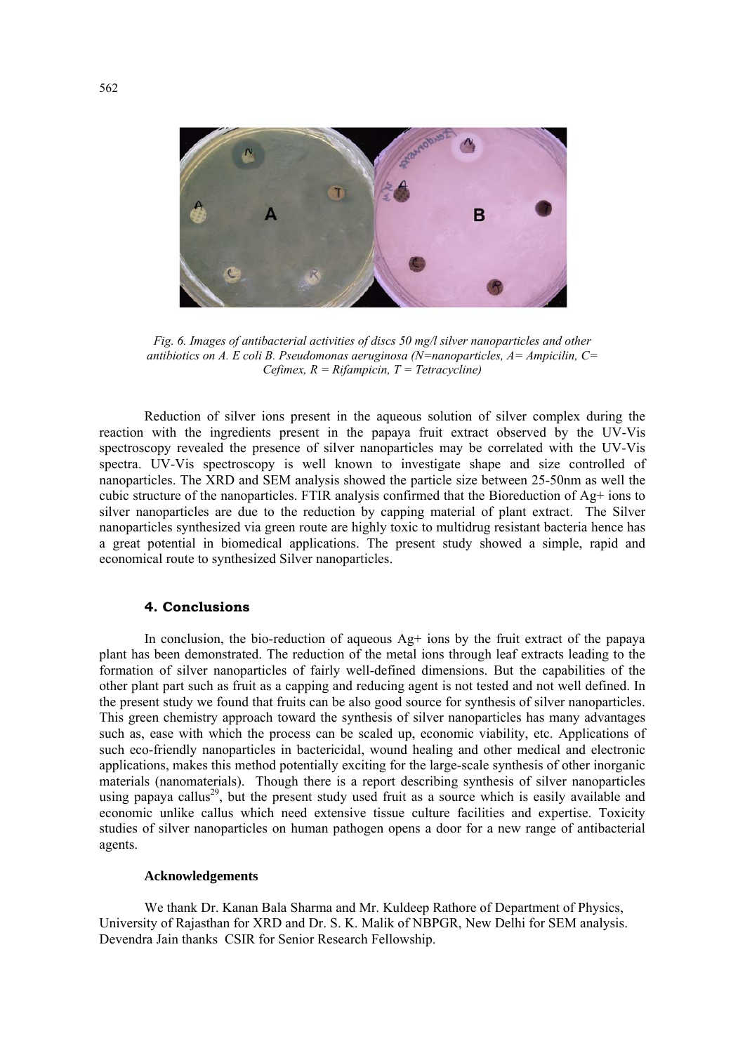*Fig. 6. Images of antibacterial activities of discs 50 mg/l silver nanoparticles and other antibiotics on A. E coli B. Pseudomonas aeruginosa (N=nanoparticles, A= Ampicilin, C= Cefimex, R = Rifampicin, T = Tetracycline)*

Reduction of silver ions present in the aqueous solution of silver complex during the reaction with the ingredients present in the papaya fruit extract observed by the UV-Vis spectroscopy revealed the presence of silver nanoparticles may be correlated with the UV-Vis spectra. UV-Vis spectroscopy is well known to investigate shape and size controlled of nanoparticles. The XRD and SEM analysis showed the particle size between 25-50nm as well the cubic structure of the nanoparticles. FTIR analysis confirmed that the Bioreduction of $Ag^+$ ions to silver nanoparticles are due to the reduction by capping material of plant extract. The Silver nanoparticles synthesized via green route are highly toxic to multidrug resistant bacteria hence has a great potential in biomedical applications. The present study showed a simple, rapid and economical route to synthesized Silver nanoparticles.

## 4. Conclusions

In conclusion, the bio-reduction of aqueous $Ag^+$ ions by the fruit extract of the papaya plant has been demonstrated. The reduction of the metal ions through leaf extracts leading to the formation of silver nanoparticles of fairly well-defined dimensions. But the capabilities of the other plant part such as fruit as a capping and reducing agent is not tested and not well defined. In the present study we found that fruits can be also good source for synthesis of silver nanoparticles. This green chemistry approach toward the synthesis of silver nanoparticles has many advantages such as, ease with which the process can be scaled up, economic viability, etc. Applications of such eco-friendly nanoparticles in bactericidal, wound healing and other medical and electronic applications, makes this method potentially exciting for the large-scale synthesis of other inorganic materials (nanomaterials). Though there is a report describing synthesis of silver nanoparticles using papaya callus[29], but the present study used fruit as a source which is easily available and economic unlike callus which need extensive tissue culture facilities and expertise. Toxicity studies of silver nanoparticles on human pathogen opens a door for a new range of antibacterial agents.

### Acknowledgements

We thank Dr. Kanan Bala Sharma and Mr. Kuldeep Rathore of Department of Physics, University of Rajasthan for XRD and Dr. S. K. Malik of NBPGR, New Delhi for SEM analysis. Devendra Jain thanks CSIR for Senior Research Fellowship.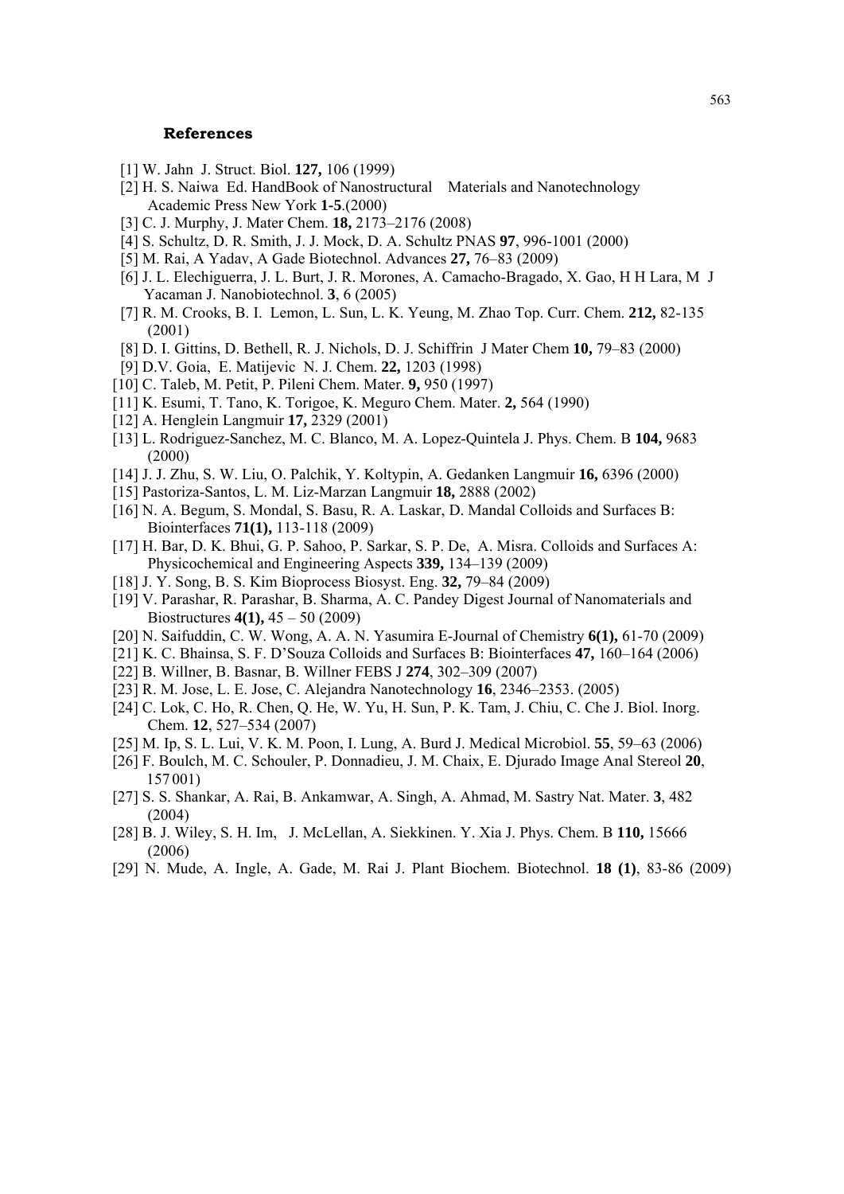### References

[1] W. Jahn J. Struct. Biol. **127,** 106 (1999)

[2] H. S. Naiwa Ed. HandBook of Nanostructural Materials and Nanotechnology Academic Press New York **1-5**.(2000)

[3] C. J. Murphy, J. Mater Chem. **18,** 2173–2176 (2008)

[4] S. Schultz, D. R. Smith, J. J. Mock, D. A. Schultz PNAS **97**, 996-1001 (2000)

[5] M. Rai, A Yadav, A Gade Biotechnol. Advances **27,** 76–83 (2009)

[6] J. L. Elechiguerra, J. L. Burt, J. R. Morones, A. Camacho-Bragado, X. Gao, H H Lara, M J Yacaman J. Nanobiotechnol. **3**, 6 (2005)

[7] R. M. Crooks, B. I. Lemon, L. Sun, L. K. Yeung, M. Zhao Top. Curr. Chem. **212,** 82-135 (2001)

[8] D. I. Gittins, D. Bethell, R. J. Nichols, D. J. Schiffrin J Mater Chem **10,** 79–83 (2000)

[9] D.V. Goia, E. Matijevic N. J. Chem. **22,** 1203 (1998)

[10] C. Taleb, M. Petit, P. Pileni Chem. Mater. **9,** 950 (1997)

[11] K. Esumi, T. Tano, K. Torigoe, K. Meguro Chem. Mater. **2,** 564 (1990)

[12] A. Henglein Langmuir **17,** 2329 (2001)

[13] L. Rodriguez-Sanchez, M. C. Blanco, M. A. Lopez-Quintela J. Phys. Chem. B **104,** 9683 (2000)

[14] J. J. Zhu, S. W. Liu, O. Palchik, Y. Koltypin, A. Gedanken Langmuir **16,** 6396 (2000)

[15] Pastoriza-Santos, L. M. Liz-Marzan Langmuir **18,** 2888 (2002)

[16] N. A. Begum, S. Mondal, S. Basu, R. A. Laskar, D. Mandal Colloids and Surfaces B: Biointerfaces **71(1),** 113-118 (2009)

[17] H. Bar, D. K. Bhui, G. P. Sahoo, P. Sarkar, S. P. De, A. Misra. Colloids and Surfaces A: Physicochemical and Engineering Aspects **339,** 134–139 (2009)

[18] J. Y. Song, B. S. Kim Bioprocess Biosyst. Eng. **32,** 79–84 (2009)

[19] V. Parashar, R. Parashar, B. Sharma, A. C. Pandey Digest Journal of Nanomaterials and Biostructures **4(1),** 45 – 50 (2009)

[20] N. Saifuddin, C. W. Wong, A. A. N. Yasumira E-Journal of Chemistry **6(1),** 61-70 (2009)

[21] K. C. Bhainsa, S. F. D'Souza Colloids and Surfaces B: Biointerfaces **47,** 160–164 (2006)

[22] B. Willner, B. Basnar, B. Willner FEBS J **274**, 302–309 (2007)

[23] R. M. Jose, L. E. Jose, C. Alejandra Nanotechnology **16**, 2346–2353. (2005)

[24] C. Lok, C. Ho, R. Chen, Q. He, W. Yu, H. Sun, P. K. Tam, J. Chiu, C. Che J. Biol. Inorg. Chem. **12**, 527–534 (2007)

[25] M. Ip, S. L. Lui, V. K. M. Poon, I. Lung, A. Burd J. Medical Microbiol. **55**, 59–63 (2006)

[26] F. Boulch, M. C. Schouler, P. Donnadieu, J. M. Chaix, E. Djurado Image Anal Stereol **20**, 157 001)

[27] S. S. Shankar, A. Rai, B. Ankamwar, A. Singh, A. Ahmad, M. Sastry Nat. Mater. **3**, 482 (2004)

[28] B. J. Wiley, S. H. Im, J. McLellan, A. Siekkinen. Y. Xia J. Phys. Chem. B **110,** 15666 (2006)

[29] N. Mude, A. Ingle, A. Gade, M. Rai J. Plant Biochem. Biotechnol. **18 (1)**, 83-86 (2009)